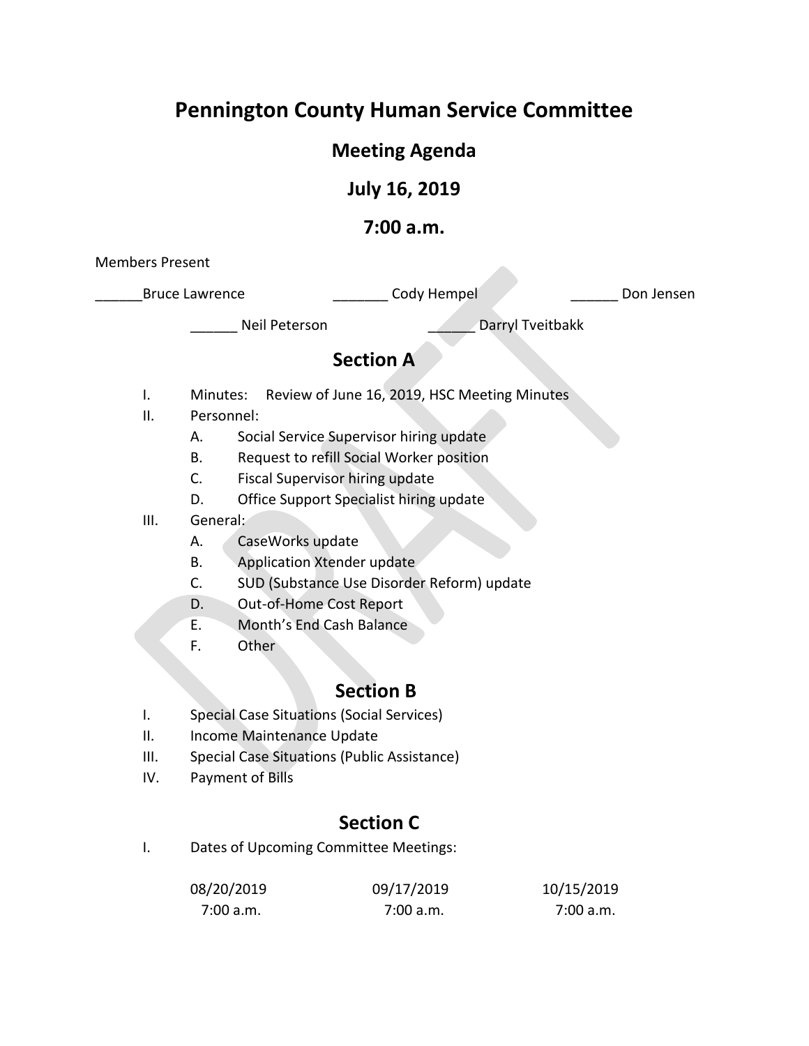# Pennington County Human Service Committee

## Meeting Agenda

## July 16, 2019

## 7:00 a.m.

Members Present

______Bruce Lawrence _______ Cody Hempel ______ Don Jensen

______ Neil Peterson ______ Darryl Tveitbakk

## Section A

- I. Minutes: Review of June 16, 2019, HSC Meeting Minutes
- II. Personnel:
  - A. Social Service Supervisor hiring update
  - B. Request to refill Social Worker position
  - C. Fiscal Supervisor hiring update
  - D. Office Support Specialist hiring update
- III. General:
  - A. CaseWorks update
  - B. Application Xtender update
  - C. SUD (Substance Use Disorder Reform) update
  - D. Out-of-Home Cost Report
  - E. Month's End Cash Balance
  - F. Other

## Section B

- I. Special Case Situations (Social Services)
- II. Income Maintenance Update
- III. Special Case Situations (Public Assistance)
- IV. Payment of Bills

## Section C

- I. Dates of Upcoming Committee Meetings:

| 08/20/2019 | 09/17/2019 | 10/15/2019 |
|---|---|---|
| 7:00 a.m. | 7:00 a.m. | 7:00 a.m. |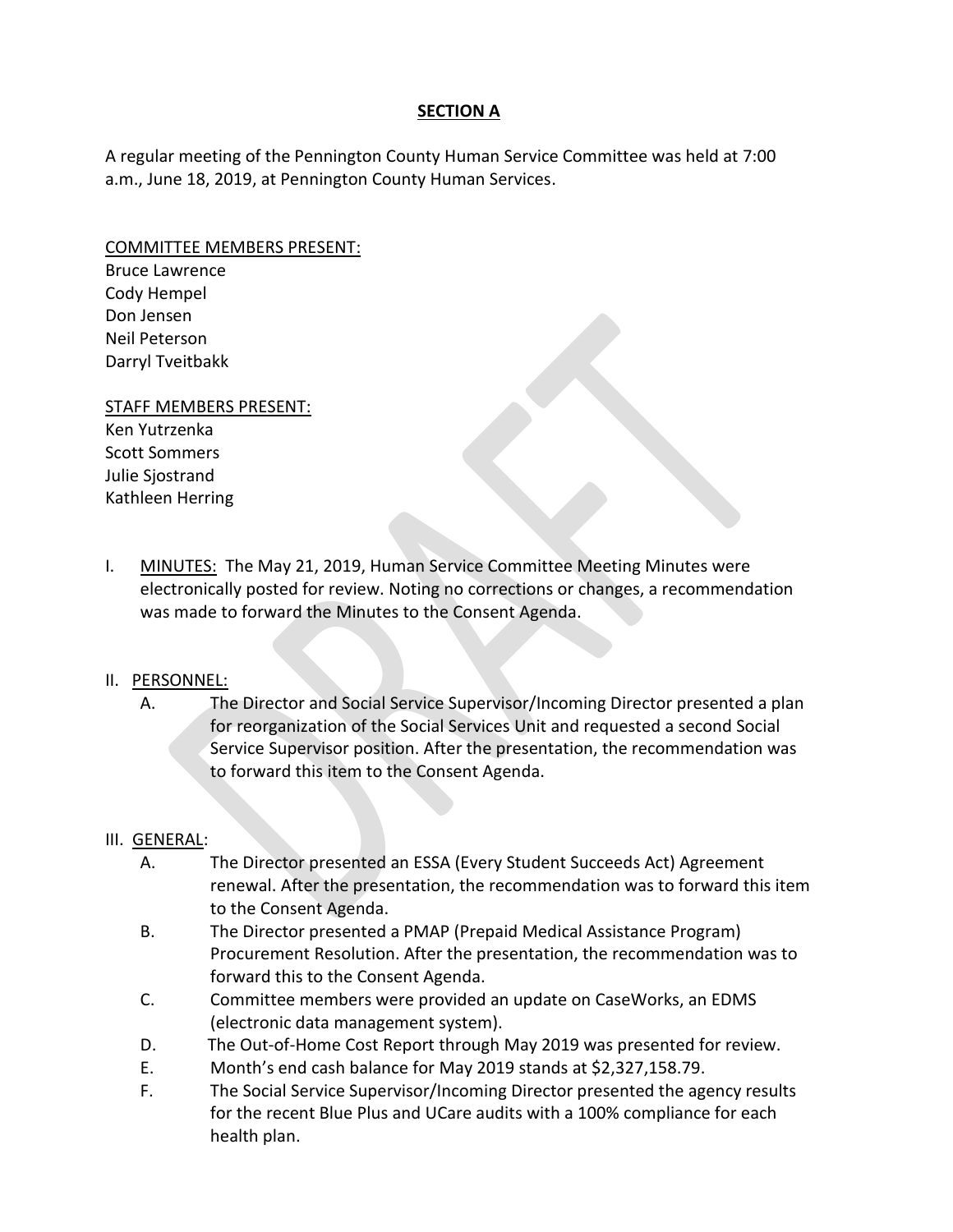**SECTION A**

A regular meeting of the Pennington County Human Service Committee was held at 7:00 a.m., June 18, 2019, at Pennington County Human Services.

COMMITTEE MEMBERS PRESENT:
Bruce Lawrence
Cody Hempel
Don Jensen
Neil Peterson
Darryl Tveitbakk

STAFF MEMBERS PRESENT:
Ken Yutrzenka
Scott Sommers
Julie Sjostrand
Kathleen Herring

I. MINUTES: The May 21, 2019, Human Service Committee Meeting Minutes were electronically posted for review. Noting no corrections or changes, a recommendation was made to forward the Minutes to the Consent Agenda.

II. PERSONNEL:

A. The Director and Social Service Supervisor/Incoming Director presented a plan for reorganization of the Social Services Unit and requested a second Social Service Supervisor position. After the presentation, the recommendation was to forward this item to the Consent Agenda.

III. GENERAL:

A. The Director presented an ESSA (Every Student Succeeds Act) Agreement renewal. After the presentation, the recommendation was to forward this item to the Consent Agenda.
B. The Director presented a PMAP (Prepaid Medical Assistance Program) Procurement Resolution. After the presentation, the recommendation was to forward this to the Consent Agenda.
C. Committee members were provided an update on CaseWorks, an EDMS (electronic data management system).
D. The Out-of-Home Cost Report through May 2019 was presented for review.
E. Month's end cash balance for May 2019 stands at $2,327,158.79.
F. The Social Service Supervisor/Incoming Director presented the agency results for the recent Blue Plus and UCare audits with a 100% compliance for each health plan.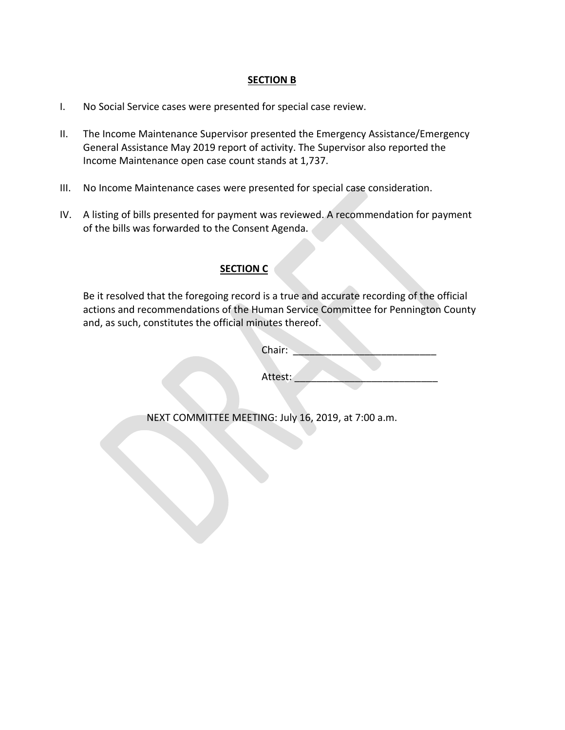## SECTION B

I. No Social Service cases were presented for special case review.

II. The Income Maintenance Supervisor presented the Emergency Assistance/Emergency General Assistance May 2019 report of activity. The Supervisor also reported the Income Maintenance open case count stands at 1,737.

III. No Income Maintenance cases were presented for special case consideration.

IV. A listing of bills presented for payment was reviewed. A recommendation for payment of the bills was forwarded to the Consent Agenda.

## SECTION C

Be it resolved that the foregoing record is a true and accurate recording of the official actions and recommendations of the Human Service Committee for Pennington County and, as such, constitutes the official minutes thereof.

Chair: ___________________________

Attest: ___________________________

NEXT COMMITTEE MEETING: July 16, 2019, at 7:00 a.m.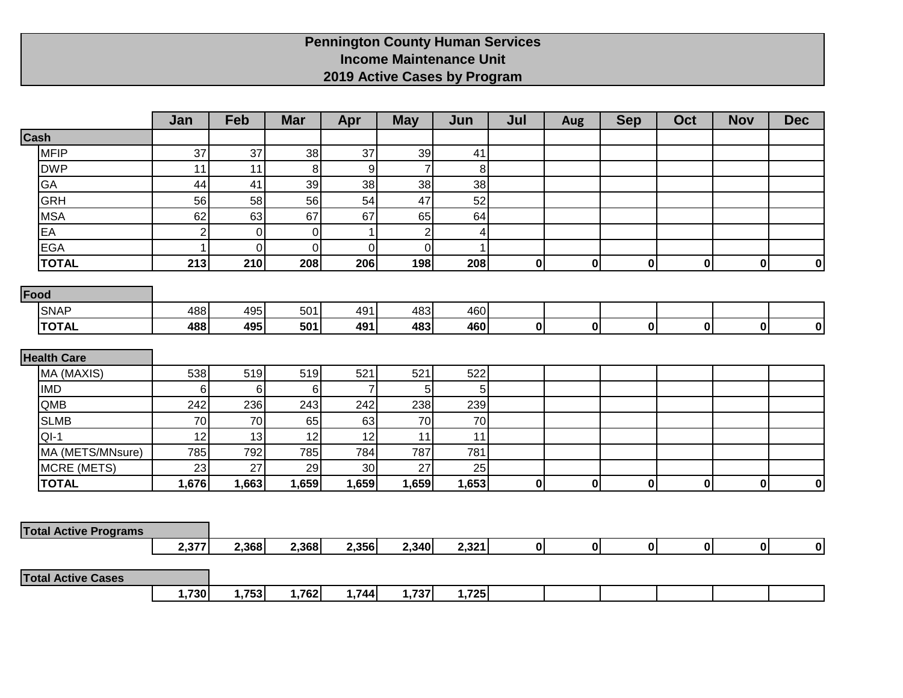# Pennington County Human Services
## Income Maintenance Unit
## 2019 Active Cases by Program

| | Jan | Feb | Mar | Apr | May | Jun | Jul | Aug | Sep | Oct | Nov | Dec |
|---|---|---|---|---|---|---|---|---|---|---|---|---|
| **Cash** | | | | | | | | | | | | |
| MFIP | 37 | 37 | 38 | 37 | 39 | 41 | | | | | | |
| DWP | 11 | 11 | 8 | 9 | 7 | 8 | | | | | | |
| GA | 44 | 41 | 39 | 38 | 38 | 38 | | | | | | |
| GRH | 56 | 58 | 56 | 54 | 47 | 52 | | | | | | |
| MSA | 62 | 63 | 67 | 67 | 65 | 64 | | | | | | |
| EA | 2 | 0 | 0 | 1 | 2 | 4 | | | | | | |
| EGA | 1 | 0 | 0 | 0 | 0 | 1 | | | | | | |
| **TOTAL** | **213** | **210** | **208** | **206** | **198** | **208** | **0** | **0** | **0** | **0** | **0** | **0** |
| **Food** | | | | | | | | | | | | |
| SNAP | 488 | 495 | 501 | 491 | 483 | 460 | | | | | | |
| **TOTAL** | **488** | **495** | **501** | **491** | **483** | **460** | **0** | **0** | **0** | **0** | **0** | **0** |
| **Health Care** | | | | | | | | | | | | |
| MA (MAXIS) | 538 | 519 | 519 | 521 | 521 | 522 | | | | | | |
| IMD | 6 | 6 | 6 | 7 | 5 | 5 | | | | | | |
| QMB | 242 | 236 | 243 | 242 | 238 | 239 | | | | | | |
| SLMB | 70 | 70 | 65 | 63 | 70 | 70 | | | | | | |
| QI-1 | 12 | 13 | 12 | 12 | 11 | 11 | | | | | | |
| MA (METS/MNsure) | 785 | 792 | 785 | 784 | 787 | 781 | | | | | | |
| MCRE (METS) | 23 | 27 | 29 | 30 | 27 | 25 | | | | | | |
| **TOTAL** | **1,676** | **1,663** | **1,659** | **1,659** | **1,659** | **1,653** | **0** | **0** | **0** | **0** | **0** | **0** |
| **Total Active Programs** | **2,377** | **2,368** | **2,368** | **2,356** | **2,340** | **2,321** | **0** | **0** | **0** | **0** | **0** | **0** |
| **Total Active Cases** | **1,730** | **1,753** | **1,762** | **1,744** | **1,737** | **1,725** | | | | | | |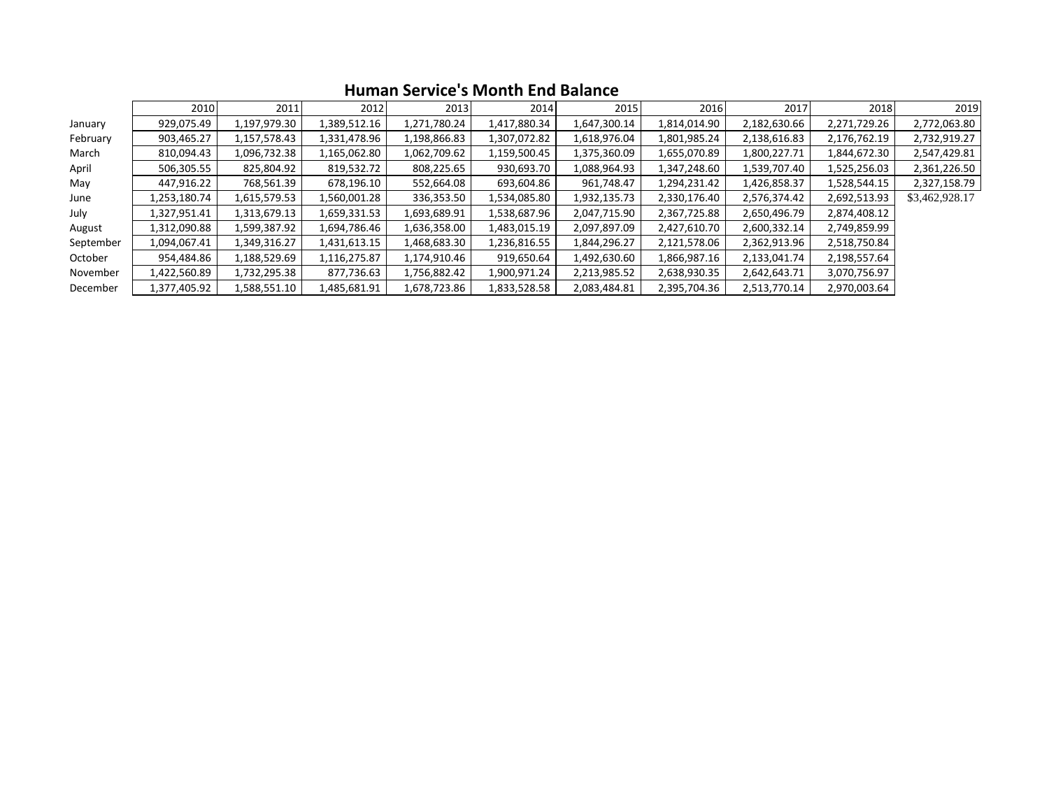## Human Service's Month End Balance

| | 2010 | 2011 | 2012 | 2013 | 2014 | 2015 | 2016 | 2017 | 2018 | 2019 |
|---|---|---|---|---|---|---|---|---|---|---|
| January | 929,075.49 | 1,197,979.30 | 1,389,512.16 | 1,271,780.24 | 1,417,880.34 | 1,647,300.14 | 1,814,014.90 | 2,182,630.66 | 2,271,729.26 | 2,772,063.80 |
| February | 903,465.27 | 1,157,578.43 | 1,331,478.96 | 1,198,866.83 | 1,307,072.82 | 1,618,976.04 | 1,801,985.24 | 2,138,616.83 | 2,176,762.19 | 2,732,919.27 |
| March | 810,094.43 | 1,096,732.38 | 1,165,062.80 | 1,062,709.62 | 1,159,500.45 | 1,375,360.09 | 1,655,070.89 | 1,800,227.71 | 1,844,672.30 | 2,547,429.81 |
| April | 506,305.55 | 825,804.92 | 819,532.72 | 808,225.65 | 930,693.70 | 1,088,964.93 | 1,347,248.60 | 1,539,707.40 | 1,525,256.03 | 2,361,226.50 |
| May | 447,916.22 | 768,561.39 | 678,196.10 | 552,664.08 | 693,604.86 | 961,748.47 | 1,294,231.42 | 1,426,858.37 | 1,528,544.15 | 2,327,158.79 |
| June | 1,253,180.74 | 1,615,579.53 | 1,560,001.28 | 336,353.50 | 1,534,085.80 | 1,932,135.73 | 2,330,176.40 | 2,576,374.42 | 2,692,513.93 | $3,462,928.17 |
| July | 1,327,951.41 | 1,313,679.13 | 1,659,331.53 | 1,693,689.91 | 1,538,687.96 | 2,047,715.90 | 2,367,725.88 | 2,650,496.79 | 2,874,408.12 | |
| August | 1,312,090.88 | 1,599,387.92 | 1,694,786.46 | 1,636,358.00 | 1,483,015.19 | 2,097,897.09 | 2,427,610.70 | 2,600,332.14 | 2,749,859.99 | |
| September | 1,094,067.41 | 1,349,316.27 | 1,431,613.15 | 1,468,683.30 | 1,236,816.55 | 1,844,296.27 | 2,121,578.06 | 2,362,913.96 | 2,518,750.84 | |
| October | 954,484.86 | 1,188,529.69 | 1,116,275.87 | 1,174,910.46 | 919,650.64 | 1,492,630.60 | 1,866,987.16 | 2,133,041.74 | 2,198,557.64 | |
| November | 1,422,560.89 | 1,732,295.38 | 877,736.63 | 1,756,882.42 | 1,900,971.24 | 2,213,985.52 | 2,638,930.35 | 2,642,643.71 | 3,070,756.97 | |
| December | 1,377,405.92 | 1,588,551.10 | 1,485,681.91 | 1,678,723.86 | 1,833,528.58 | 2,083,484.81 | 2,395,704.36 | 2,513,770.14 | 2,970,003.64 | |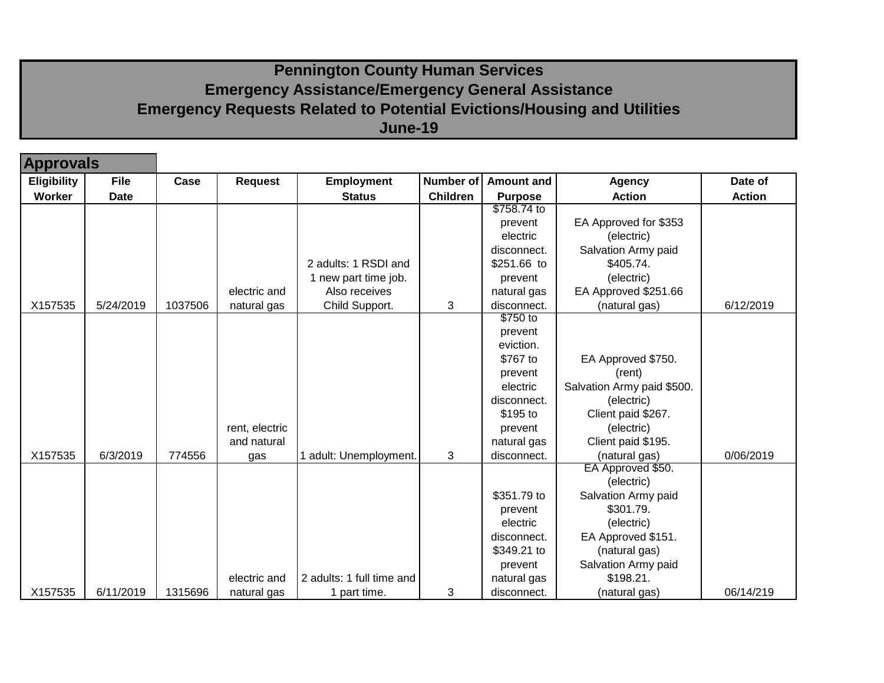# Pennington County Human Services
## Emergency Assistance/Emergency General Assistance
## Emergency Requests Related to Potential Evictions/Housing and Utilities
## June-19

### Approvals

| Eligibility Worker | File Date | Case | Request | Employment Status | Number of Children | Amount and Purpose | Agency Action | Date of Action |
|---|---|---|---|---|---|---|---|---|
| X157535 | 5/24/2019 | 1037506 | electric and natural gas | 2 adults: 1 RSDI and 1 new part time job. Also receives Child Support. | 3 | $758.74 to prevent electric disconnect. $251.66 to prevent natural gas disconnect. | EA Approved for $353 (electric) Salvation Army paid $405.74. (electric) EA Approved $251.66 (natural gas) | 6/12/2019 |
| X157535 | 6/3/2019 | 774556 | rent, electric and natural gas | 1 adult: Unemployment. | 3 | $750 to prevent eviction. $767 to prevent electric disconnect. $195 to prevent natural gas disconnect. | EA Approved $750. (rent) Salvation Army paid $500. (electric) Client paid $267. (electric) Client paid $195. (natural gas) | 0/06/2019 |
| X157535 | 6/11/2019 | 1315696 | electric and natural gas | 2 adults: 1 full time and 1 part time. | 3 | $351.79 to prevent electric disconnect. $349.21 to prevent natural gas disconnect. | EA Approved $50. (electric) Salvation Army paid $301.79. (electric) EA Approved $151. (natural gas) Salvation Army paid $198.21. (natural gas) | 06/14/219 |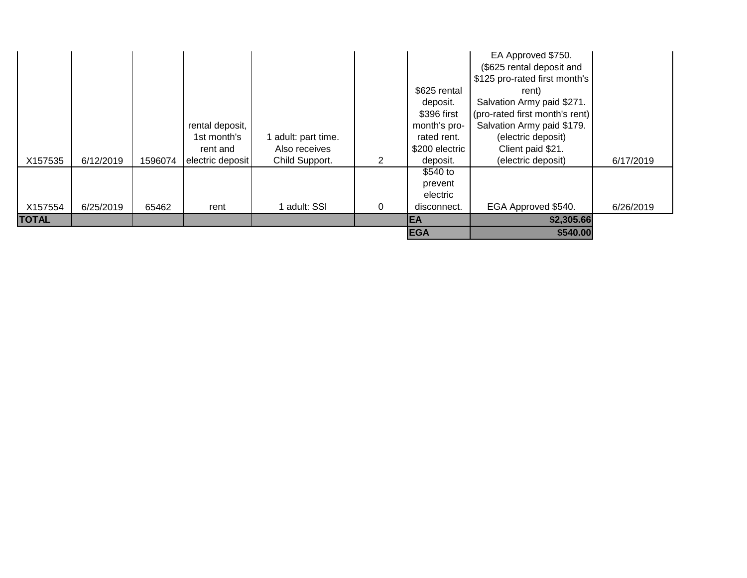| | | | | | | | | |
|---|---|---|---|---|---|---|---|---|
| X157535 | 6/12/2019 | 1596074 | rental deposit, 1st month's rent and electric deposit | 1 adult: part time. Also receives Child Support. | 2 | $625 rental deposit. $396 first month's pro-rated rent. $200 electric deposit. | EA Approved $750. ($625 rental deposit and $125 pro-rated first month's rent) Salvation Army paid $271. (pro-rated first month's rent) Salvation Army paid $179. (electric deposit) Client paid $21. (electric deposit) | 6/17/2019 |
| X157554 | 6/25/2019 | 65462 | rent | 1 adult: SSI | 0 | $540 to prevent electric disconnect. | EGA Approved $540. | 6/26/2019 |
| **TOTAL** | | | | | | **EA** | **$2,305.66** | |
| | | | | | | **EGA** | **$540.00** | |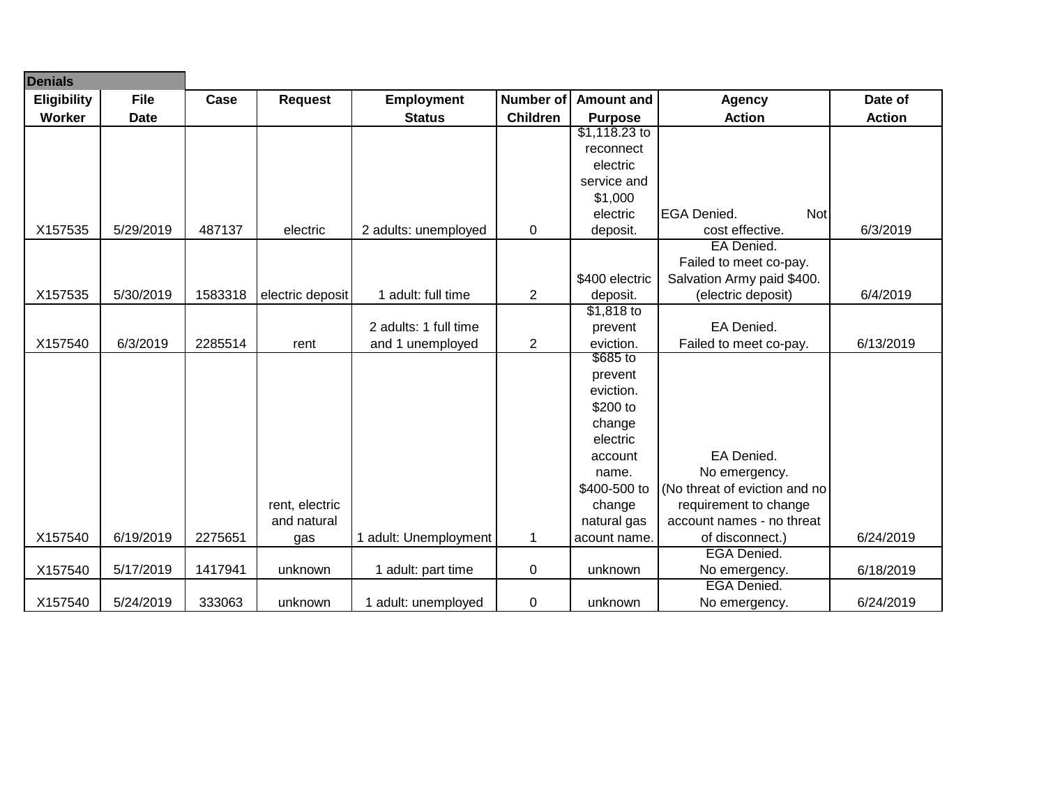**Denials**

| Eligibility Worker | File Date | Case | Request | Employment Status | Number of Children | Amount and Purpose | Agency Action | Date of Action |
|---|---|---|---|---|---|---|---|---|
| X157535 | 5/29/2019 | 487137 | electric | 2 adults: unemployed | 0 | $1,118.23 to reconnect electric service and $1,000 electric deposit. | EGA Denied. Not cost effective. | 6/3/2019 |
| X157535 | 5/30/2019 | 1583318 | electric deposit | 1 adult: full time | 2 | $400 electric deposit. | EA Denied. Failed to meet co-pay. Salvation Army paid $400. (electric deposit) | 6/4/2019 |
| X157540 | 6/3/2019 | 2285514 | rent | 2 adults: 1 full time and 1 unemployed | 2 | $1,818 to prevent eviction. | EA Denied. Failed to meet co-pay. | 6/13/2019 |
| X157540 | 6/19/2019 | 2275651 | rent, electric and natural gas | 1 adult: Unemployment | 1 | $685 to prevent eviction. $200 to change electric account name. $400-500 to change natural gas acount name. | EA Denied. No emergency. (No threat of eviction and no requirement to change account names - no threat of disconnect.) | 6/24/2019 |
| X157540 | 5/17/2019 | 1417941 | unknown | 1 adult: part time | 0 | unknown | EGA Denied. No emergency. | 6/18/2019 |
| X157540 | 5/24/2019 | 333063 | unknown | 1 adult: unemployed | 0 | unknown | EGA Denied. No emergency. | 6/24/2019 |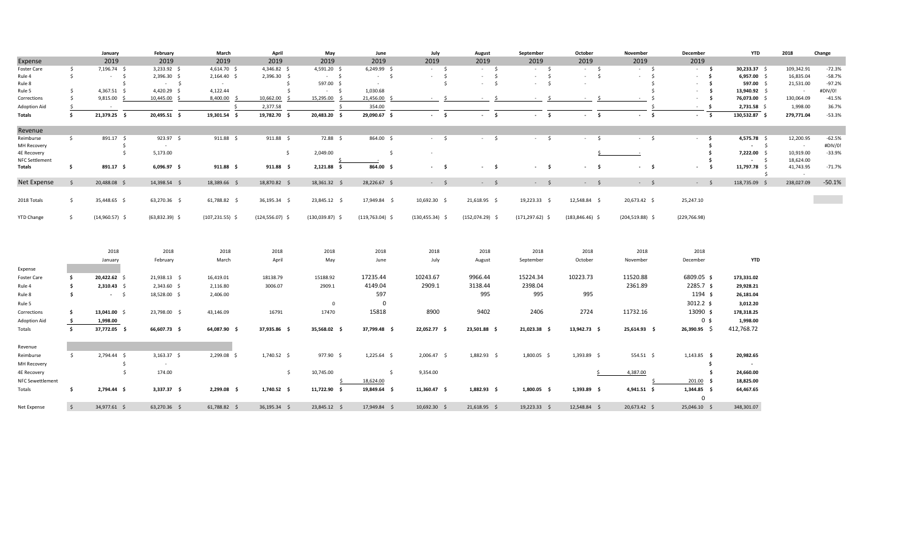| | January | February | March | April | May | June | July | August | September | October | November | December | YTD | 2018 | Change |
|---|---|---|---|---|---|---|---|---|---|---|---|---|---|---|---|
| Expense | 2019 | 2019 | 2019 | 2019 | 2019 | 2019 | 2019 | 2019 | 2019 | 2019 | 2019 | 2019 | | | |
| Foster Care | $ 7,196.74 | $ 3,233.92 | $ 4,614.70 | $ 4,346.82 | $ 4,591.20 | $ 6,249.99 | $ - | $ - | $ - | $ - | $ - | $ - | $ 30,233.37 | $ 109,342.91 | -72.3% |
| Rule 4 | $ - | $ 2,396.30 | $ 2,164.40 | $ 2,396.30 | $ - | $ - | $ - | $ - | $ - | $ - | $ - | $ - | $ 6,957.00 | $ 16,835.04 | -58.7% |
| Rule 8 | | $ - | $ - | | $ 597.00 | $ - | | $ - | $ - | | | $ - | $ 597.00 | $ 21,531.00 | -97.2% |
| Rule 5 | $ 4,367.51 | $ 4,420.29 | $ 4,122.44 | | $ - | $ 1,030.68 | | | | | | $ - | $ 13,940.92 | $ - | #DIV/0! |
| Corrections | $ 9,815.00 | $ 10,445.00 | $ 8,400.00 | $ 10,662.00 | $ 15,295.00 | $ 21,456.00 | $ - | $ - | $ - | $ - | $ - | $ - | $ 76,073.00 | $ 130,064.09 | -41.5% |
| Adoption Aid | $ - | | $ 2,377.58 | | | $ 354.00 | | | | | | $ - | $ 2,731.58 | $ 1,998.00 | 36.7% |
| **Totals** | **$ 21,379.25** | **$ 20,495.51** | **$ 19,301.54** | **$ 19,782.70** | **$ 20,483.20** | **$ 29,090.67** | **$ -** | **$ -** | **$ -** | **$ -** | **$ -** | **$ -** | **$ 130,532.87** | **$ 279,771.04** | **-53.3%** |
| Revenue | | | | | | | | | | | | | | | |
| Reimburse | $ 891.17 | $ 923.97 | $ 911.88 | $ 911.88 | $ 72.88 | $ 864.00 | $ - | $ - | $ - | $ - | $ - | $ - | $ 4,575.78 | $ 12,200.95 | -62.5% |
| MH Recovery | | $ - | | | | | | | | | | | $ - | $ - | #DIV/0! |
| 4E Recovery | | $ 5,173.00 | | | $ 2,049.00 | | | | | $ - | | | $ 7,222.00 | $ 10,919.00 | -33.9% |
| NFC Settlement | | | | | | $ - | | | | | | | $ - | $ 18,624.00 | |
| **Totals** | **$ 891.17** | **$ 6,096.97** | **$ 911.88** | **$ 911.88** | **$ 2,121.88** | **$ 864.00** | **$ -** | **$ -** | **$ -** | **$ -** | **$ -** | **$ -** | **$ 11,797.78** | **$ 41,743.95** | **-71.7%** |
| Net Expense | $ 20,488.08 | $ 14,398.54 | $ 18,389.66 | $ 18,870.82 | $ 18,361.32 | $ 28,226.67 | $ - | $ - | $ - | $ - | $ - | $ - | $ 118,735.09 | $ 238,027.09 | -50.1% |
| 2018 Totals | $ 35,448.65 | $ 63,270.36 | $ 61,788.82 | $ 36,195.34 | $ 23,845.12 | $ 17,949.84 | $ 10,692.30 | $ 21,618.95 | $ 19,223.33 | $ 12,548.84 | $ 20,673.42 | $ 25,247.10 | | | |
| YTD Change | $ (14,960.57) | $ (63,832.39) | $ (107,231.55) | $ (124,556.07) | $ (130,039.87) | $ (119,763.04) | $ (130,455.34) | $ (152,074.29) | $ (171,297.62) | $ (183,846.46) | $ (204,519.88) | $ (229,766.98) | | | |

| | 2018 January | 2018 February | 2018 March | 2018 April | 2018 May | 2018 June | 2018 July | 2018 August | 2018 September | 2018 October | 2018 November | 2018 December | YTD |
|---|---|---|---|---|---|---|---|---|---|---|---|---|---|
| Expense | | | | | | | | | | | | | |
| Foster Care | **$ 20,422.62** | $ 21,938.13 | $ 16,419.01 | 18138.79 | 15188.92 | 17235.44 | 10243.67 | 9966.44 | 15224.34 | 10223.73 | 11520.88 | 6809.05 | **$ 173,331.02** |
| Rule 4 | **$ 2,310.43** | $ 2,343.60 | $ 2,116.80 | 3006.07 | 2909.1 | 4149.04 | 2909.1 | 3138.44 | 2398.04 | | 2361.89 | 2285.7 | **$ 29,928.21** |
| Rule 8 | **$ -** | $ 18,528.00 | $ 2,406.00 | | | 597 | | 995 | 995 | 995 | | 1194 | **$ 26,181.04** |
| Rule 5 | | | | | 0 | 0 | | | | | | 3012.2 | **$ 3,012.20** |
| Corrections | **$ 13,041.00** | $ 23,798.00 | $ 43,146.09 | 16791 | 17470 | 15818 | 8900 | 9402 | 2406 | 2724 | 11732.16 | 13090 | **$ 178,318.25** |
| Adoption Aid | **$ 1,998.00** | | | | | | | | | | | 0 | **$ 1,998.00** |
| Totals | **$ 37,772.05** | **$ 66,607.73** | **$ 64,087.90** | **$ 37,935.86** | **$ 35,568.02** | **$ 37,799.48** | **$ 22,052.77** | **$ 23,501.88** | **$ 21,023.38** | **$ 13,942.73** | **$ 25,614.93** | **$ 26,390.95** | $ 412,768.72 |
| Revenue | | | | | | | | | | | | | |
| Reimburse | $ 2,794.44 | $ 3,163.37 | $ 2,299.08 | $ 1,740.52 | $ 977.90 | $ 1,225.64 | $ 2,006.47 | $ 1,882.93 | $ 1,800.05 | $ 1,393.89 | $ 554.51 | $ 1,143.85 | **$ 20,982.65** |
| MH Recovery | | $ - | | | | | | | | | | | **$ -** |
| 4E Recovery | | $ 174.00 | | | $ 10,745.00 | | $ 9,354.00 | | | | $ 4,387.00 | | **$ 24,660.00** |
| NFC Sewettlement | | | | | | $ 18,624.00 | | | | | | $ 201.00 | **$ 18,825.00** |
| Totals | **$ 2,794.44** | **$ 3,337.37** | **$ 2,299.08** | **$ 1,740.52** | **$ 11,722.90** | **$ 19,849.64** | **$ 11,360.47** | **$ 1,882.93** | **$ 1,800.05** | **$ 1,393.89** | **$ 4,941.51** | **$ 1,344.85** | **$ 64,467.65** |
| | | | | | | | | | | | | 0 | |
| Net Expense | $ 34,977.61 | $ 63,270.36 | $ 61,788.82 | $ 36,195.34 | $ 23,845.12 | $ 17,949.84 | $ 10,692.30 | $ 21,618.95 | $ 19,223.33 | $ 12,548.84 | $ 20,673.42 | $ 25,046.10 | $ 348,301.07 |